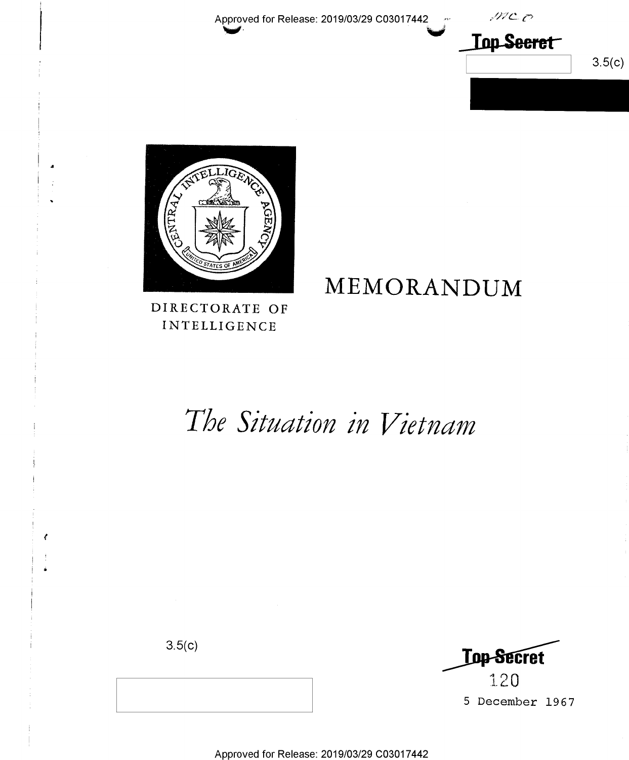Top Secret

3.5(c)

DIRECTORATE OF INTELLIGENCE

# MEMORANDUM

# *The Situation in Vietnam*

3.5(c)

Top Secret

120

5 December 1967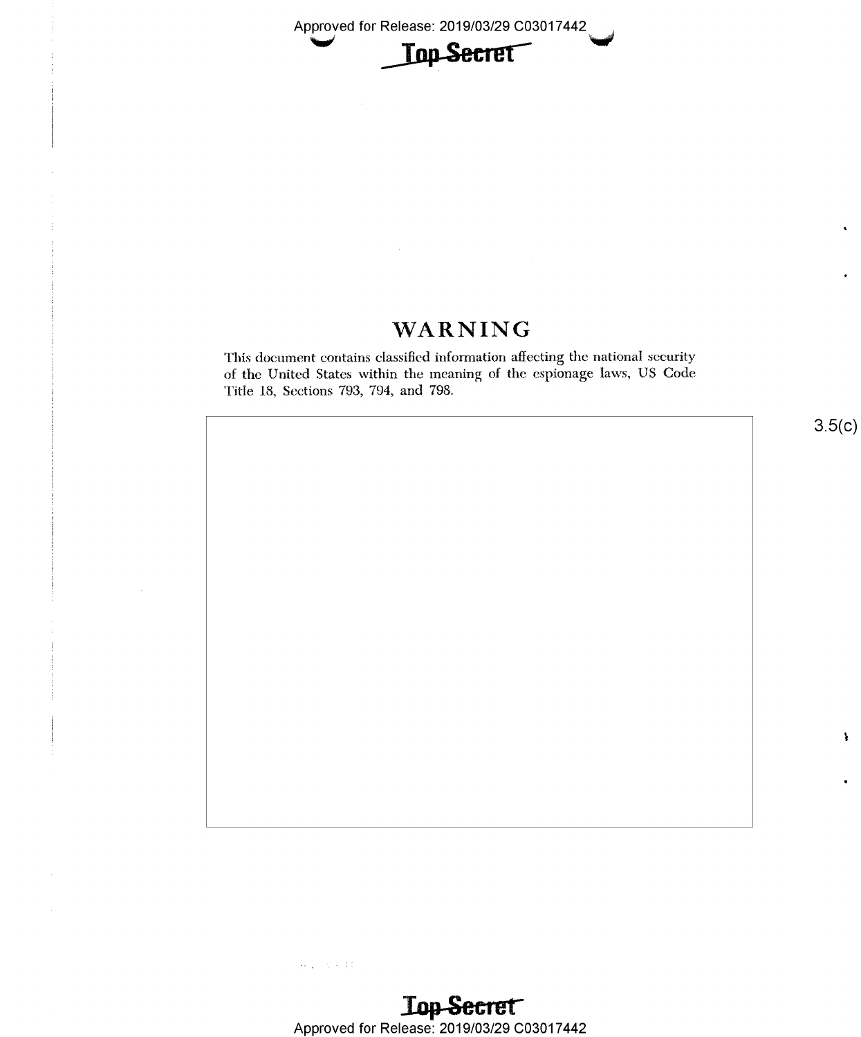# WARNING

This document contains classified information affecting the national security of the United States within the meaning of the espionage laws, US Code Title 18, Sections 793, 794, and 798.

3.5(c)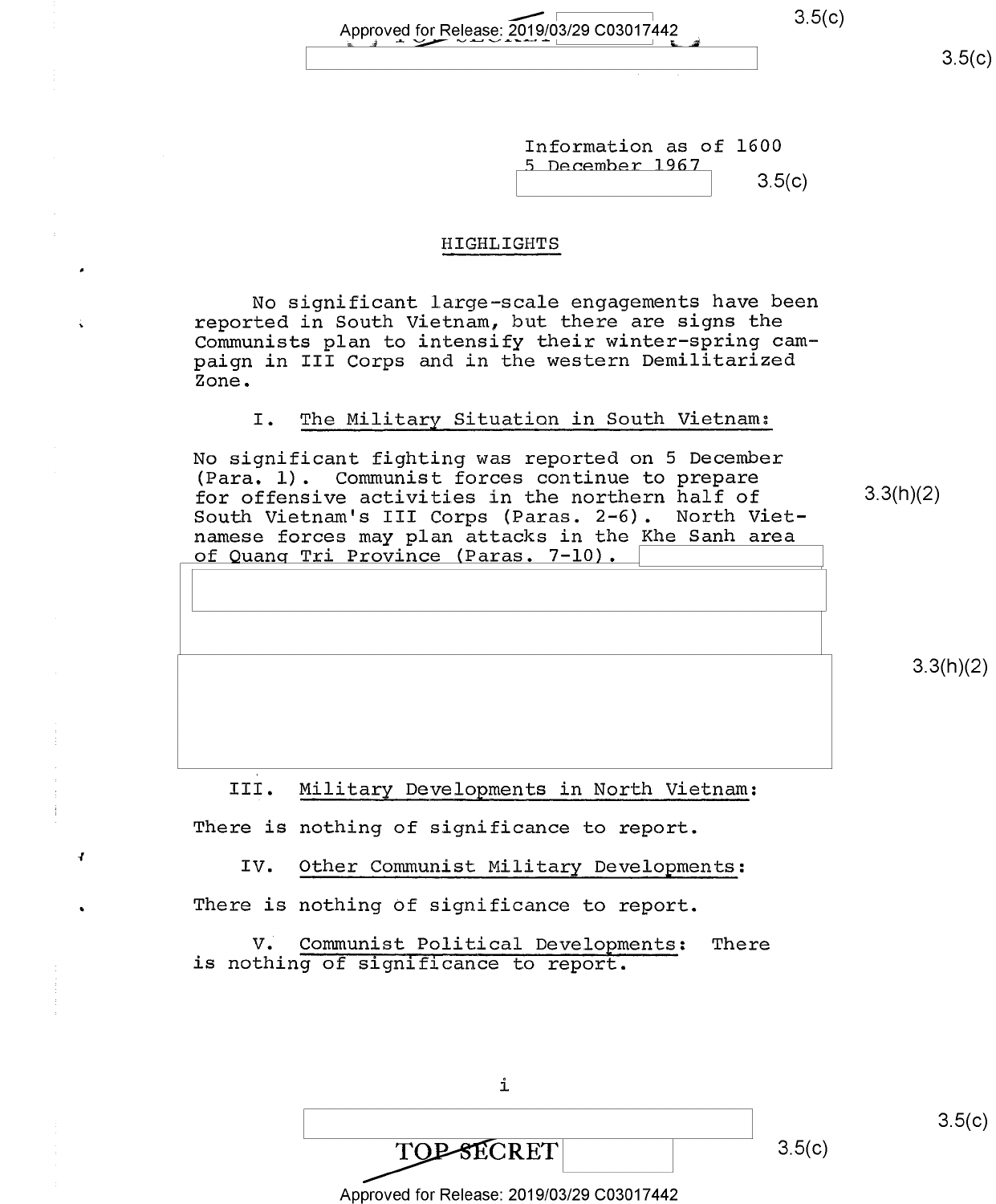Information as of 1600
5 December 1967

## HIGHLIGHTS

No significant large-scale engagements have been reported in South Vietnam, but there are signs the Communists plan to intensify their winter-spring campaign in III Corps and in the western Demilitarized Zone.

I. The Military Situation in South Vietnam:

No significant fighting was reported on 5 December (Para. 1). Communist forces continue to prepare for offensive activities in the northern half of South Vietnam's III Corps (Paras. 2-6). North Vietnamese forces may plan attacks in the Khe Sanh area of Quang Tri Province (Paras. 7-10).

III. Military Developments in North Vietnam:

There is nothing of significance to report.

IV. Other Communist Military Developments:

There is nothing of significance to report.

V. Communist Political Developments: There is nothing of significance to report.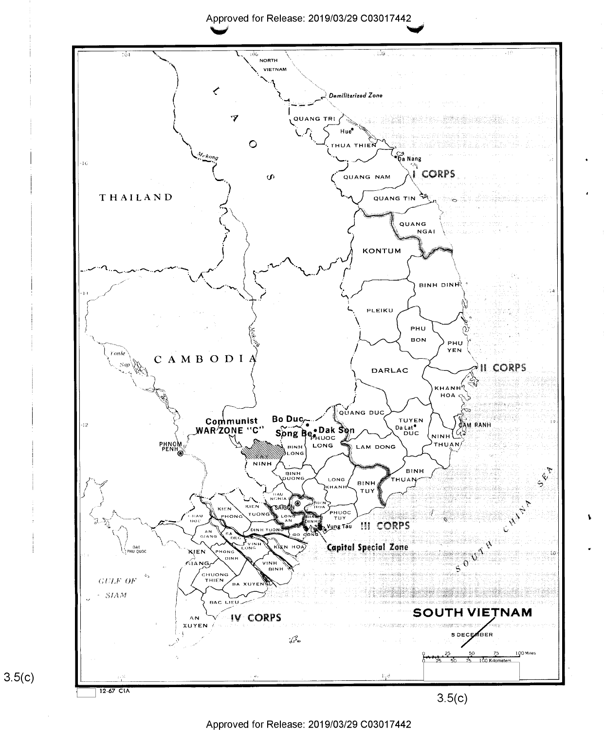**SOUTH VIETNAM**

5 DECEMBER

NORTH VIETNAM

Demilitarized Zone

LAOS

THAILAND

CAMBODIA

Mekong

Tonle Sap

PHNOM PENH

QUANG TRI

Hue

THUA THIEN

Da Nang

QUANG NAM

I CORPS

QUANG TIN

QUANG NGAI

KONTUM

BINH DINH

PLEIKU

PHU BON

PHU YEN

II CORPS

DARLAC

KHANH HOA

QUANG DUC

TUYEN DUC

Da Lat

CAM RANH

NINH THUAN

LAM DONG

BINH THUAN

BINH TUY

Communist WAR ZONE "C"

Bo Duc

Song Be

Dak Son

PHUOC LONG

BINH LONG

NINH

BINH DUONG

LONG KHANH

HAU NGHIA

SAIGON

BIEN HOA

GIA DINH

LONG AN

PHUOC TUY

Vung Tau

III CORPS

Capital Special Zone

KIEN TUONG

KIEN PHONG

CHAU DUC

AN GIANG

SA DEC

DINH TUONG

GO CONG

VINH LONG

KIEN HOA

PHONG DINH

VINH BINH

KIEN GIANG

CHUONG THIEN

BA XUYEN

BAC LIEU

AN XUYEN

IV CORPS

DAO PHU QUOC

GULF OF SIAM

SOUTH CHINA SEA

0 25 50 75 100 Miles

0 25 50 75 100 Kilometers

12-67 CIA

3.5(c)

3.5(c)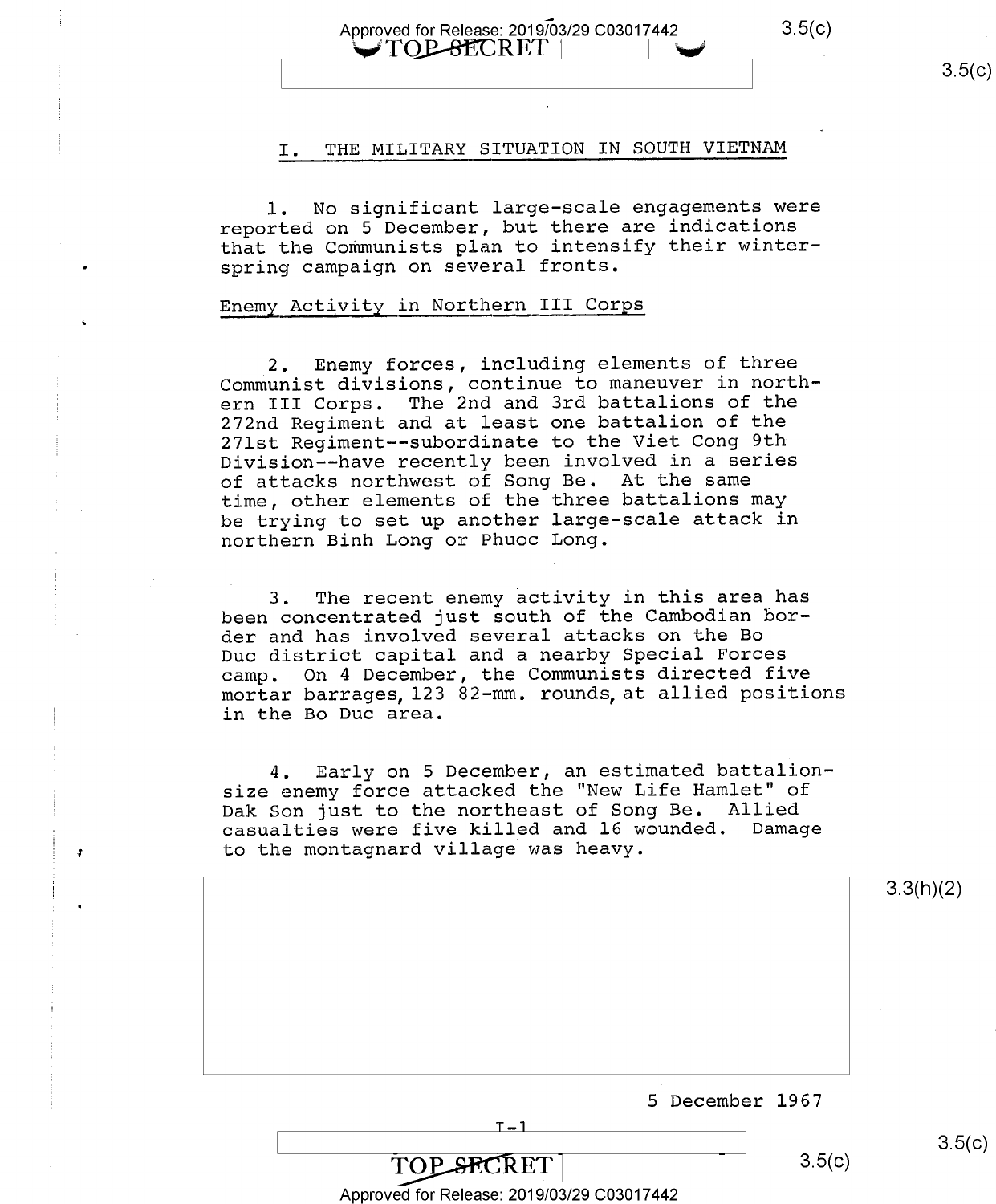## I. THE MILITARY SITUATION IN SOUTH VIETNAM

1. No significant large-scale engagements were reported on 5 December, but there are indications that the Communists plan to intensify their winter-spring campaign on several fronts.

### Enemy Activity in Northern III Corps

2. Enemy forces, including elements of three Communist divisions, continue to maneuver in northern III Corps. The 2nd and 3rd battalions of the 272nd Regiment and at least one battalion of the 271st Regiment--subordinate to the Viet Cong 9th Division--have recently been involved in a series of attacks northwest of Song Be. At the same time, other elements of the three battalions may be trying to set up another large-scale attack in northern Binh Long or Phuoc Long.

3. The recent enemy activity in this area has been concentrated just south of the Cambodian border and has involved several attacks on the Bo Duc district capital and a nearby Special Forces camp. On 4 December, the Communists directed five mortar barrages, 123 82-mm. rounds, at allied positions in the Bo Duc area.

4. Early on 5 December, an estimated battalion-size enemy force attacked the "New Life Hamlet" of Dak Son just to the northeast of Song Be. Allied casualties were five killed and 16 wounded. Damage to the montagnard village was heavy.

3.3(h)(2)

5 December 1967

I-1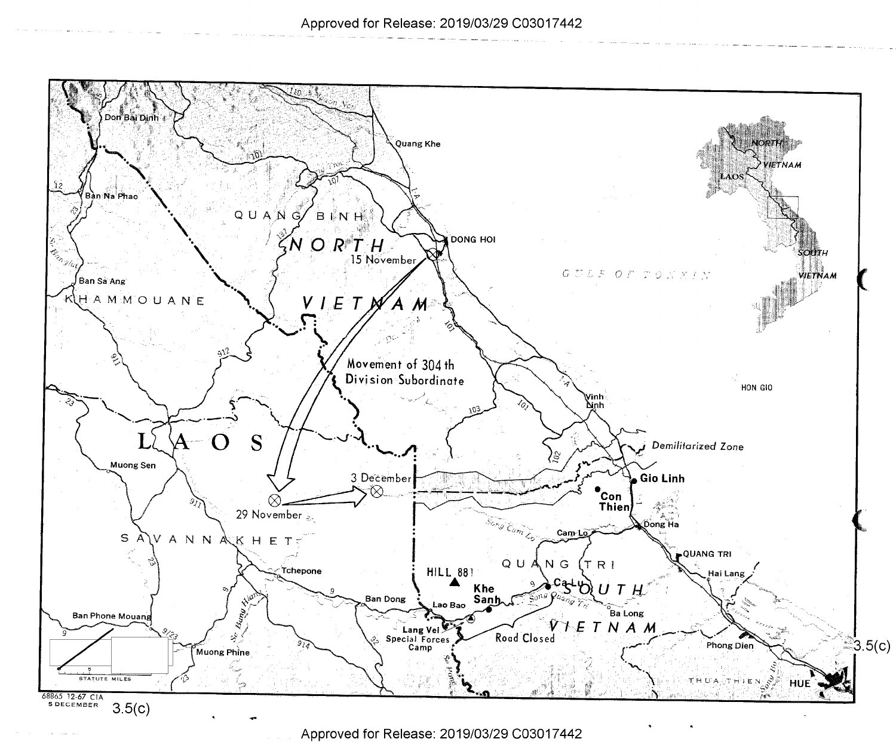Movement of 304th Division Subordinate

15 November

29 November

3 December

DONG HOI

NORTH VIETNAM

QUANG BINH

LAOS

KHAMMOUANE

SAVANNAKHET

SOUTH VIETNAM

QUANG TRI

THUA THIEN

GULF OF TONKIN

HON GIO

Demilitarized Zone

Gio Linh

Con Thien

Dong Ha

Cam Lo

Vinh Linh

QUANG TRI

Hai Lang

Ca Lu

Khe Sanh

HILL 881

Lao Bao

Lang Vei Special Forces Camp

Road Closed

Ba Long

Phong Dien

HUE

Tchepone

Ban Dong

Muong Sen

Ban Phone Mouang

Muong Phine

Don Bai Dinh

Ban Na Phao

Ban Sa Ang

Quang Khe

STATUTE MILES

68865 12-67 CIA

5 DECEMBER

3.5(c)

3.5(c)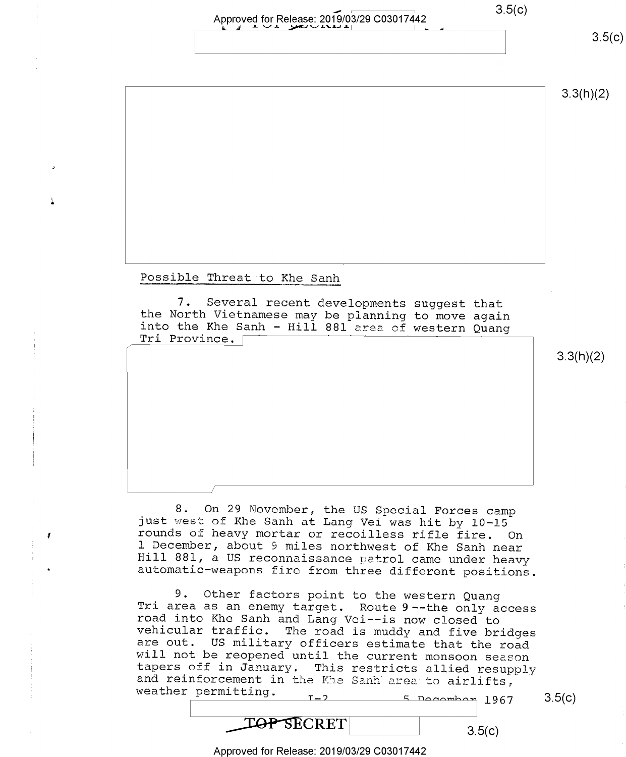## Possible Threat to Khe Sanh

7. Several recent developments suggest that the North Vietnamese may be planning to move again into the Khe Sanh - Hill 881 area of western Quang Tri Province.

8. On 29 November, the US Special Forces camp just west of Khe Sanh at Lang Vei was hit by 10-15 rounds of heavy mortar or recoilless rifle fire. On 1 December, about 9 miles northwest of Khe Sanh near Hill 881, a US reconnaissance patrol came under heavy automatic-weapons fire from three different positions.

9. Other factors point to the western Quang Tri area as an enemy target. Route 9--the only access road into Khe Sanh and Lang Vei--is now closed to vehicular traffic. The road is muddy and five bridges are out. US military officers estimate that the road will not be reopened until the current monsoon season tapers off in January. This restricts allied resupply and reinforcement in the Khe Sanh area to airlifts, weather permitting.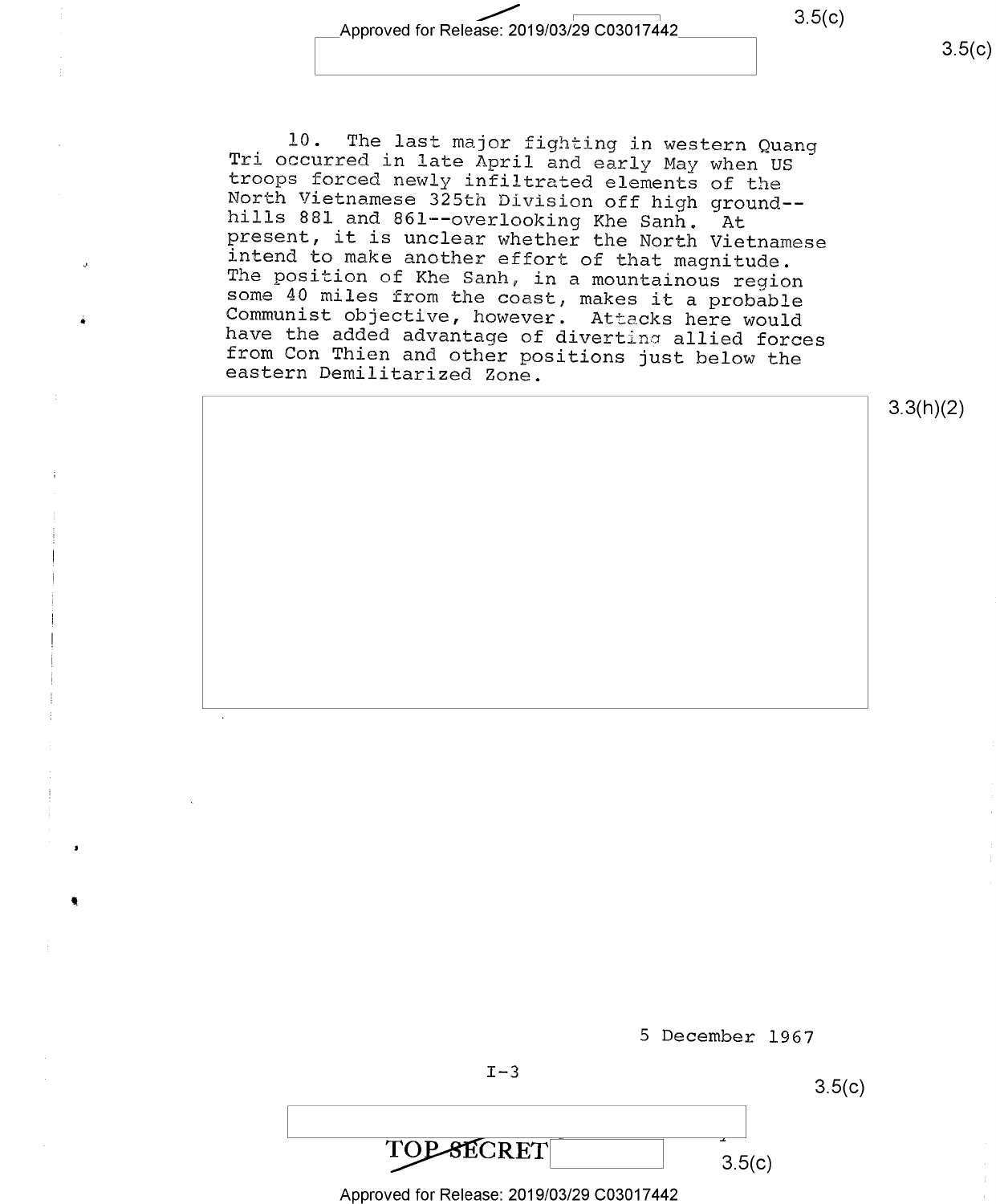10. The last major fighting in western Quang Tri occurred in late April and early May when US troops forced newly infiltrated elements of the North Vietnamese 325th Division off high ground--hills 881 and 861--overlooking Khe Sanh. At present, it is unclear whether the North Vietnamese intend to make another effort of that magnitude. The position of Khe Sanh, in a mountainous region some 40 miles from the coast, makes it a probable Communist objective, however. Attacks here would have the added advantage of diverting allied forces from Con Thien and other positions just below the eastern Demilitarized Zone.

3.3(h)(2)

5 December 1967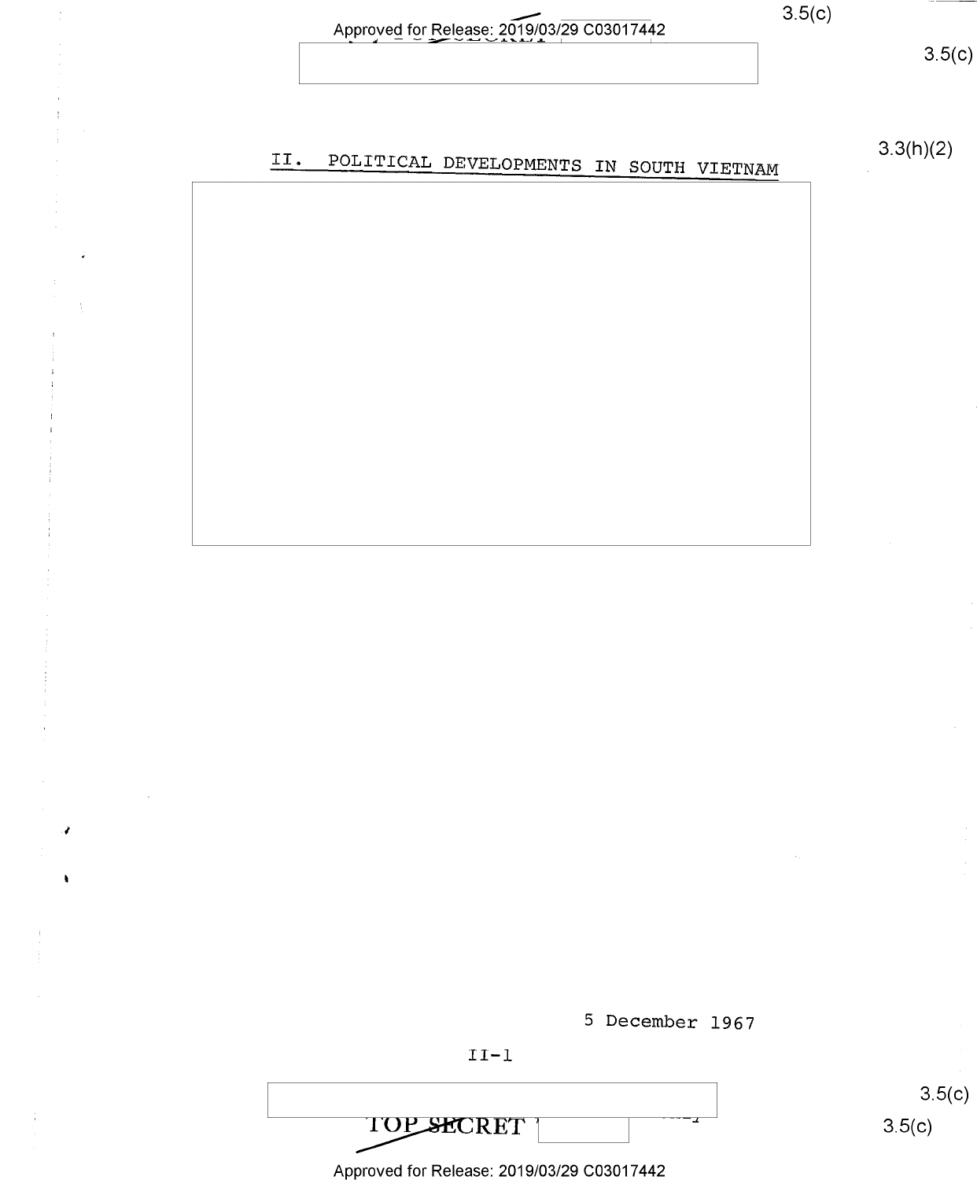## II. POLITICAL DEVELOPMENTS IN SOUTH VIETNAM

3.3(h)(2)

5 December 1967

II-1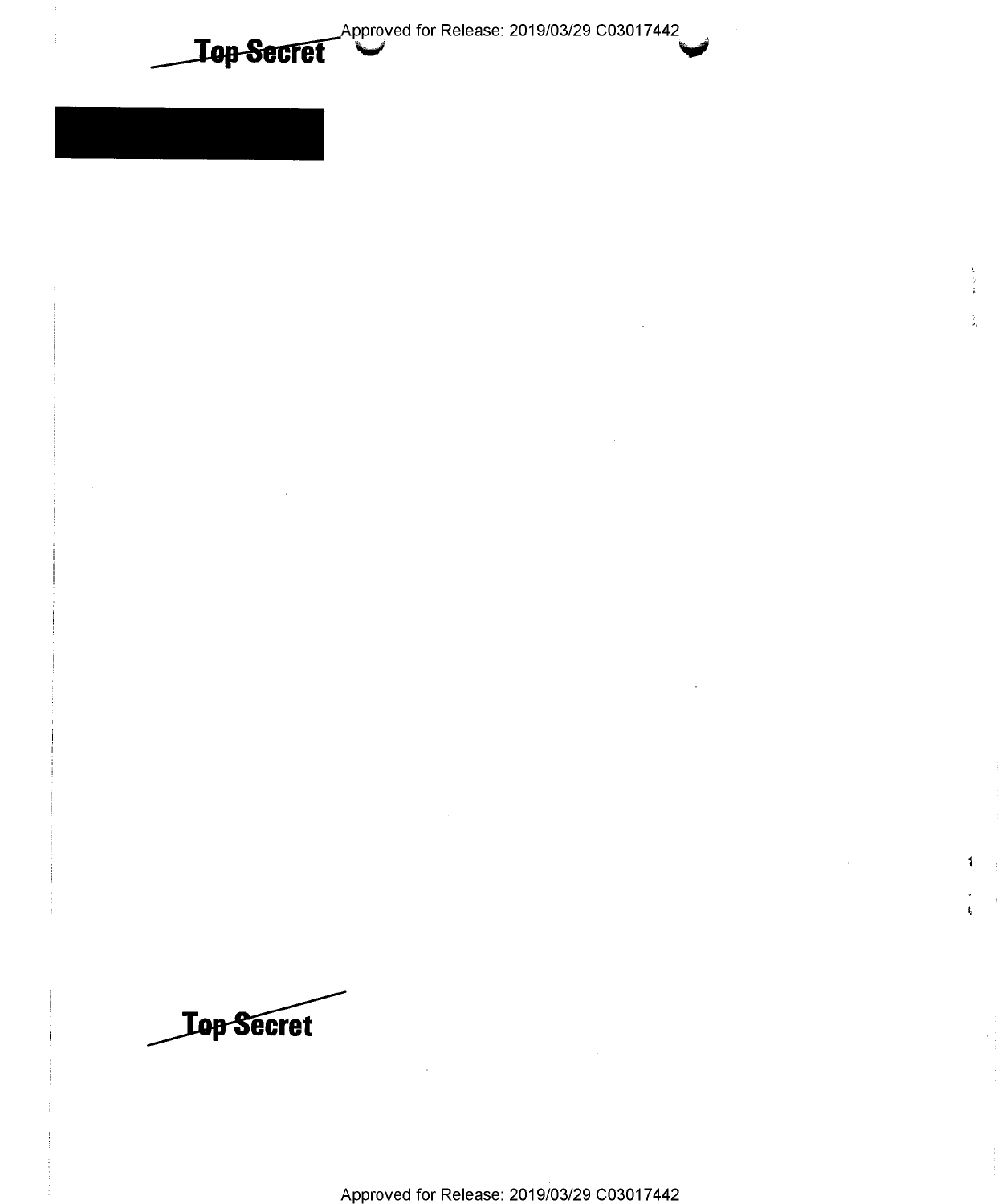Top Secret

Top Secret